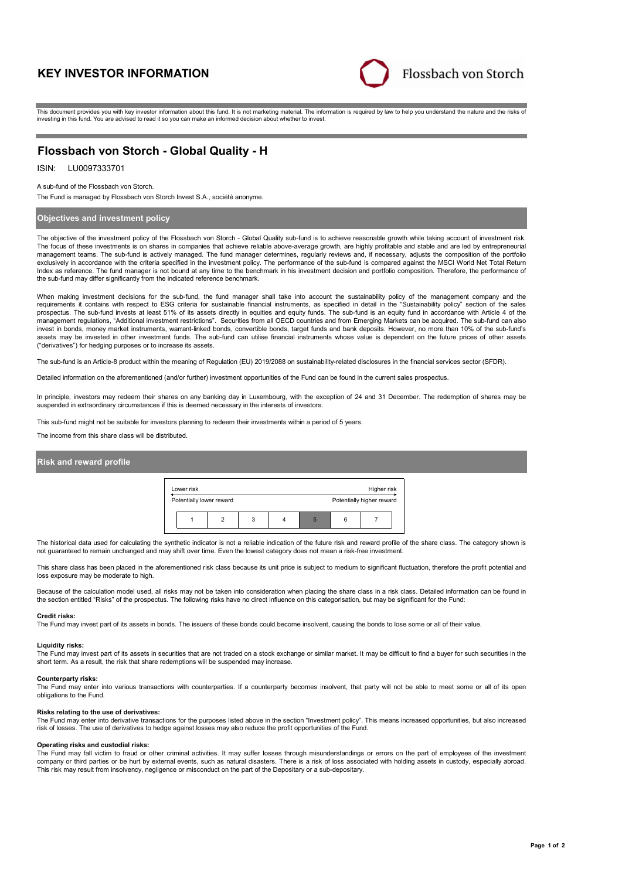# KEY INVESTOR INFORMATION

Flossbach von Storch

This document provides you with key investor information about this fund. It is not marketing material. The information is required by law to help you understand the nature and the risks of investing in this fund. You are advised to read it so you can make an informed decision about whether to invest.

## Flossbach von Storch - Global Quality - H

ISIN: LU0097333701

A sub-fund of the Flossbach von Storch.

The Fund is managed by Flossbach von Storch Invest S.A., société anonyme.

## Objectives and investment policy

The objective of the investment policy of the Flossbach von Storch - Global Quality sub-fund is to achieve reasonable growth while taking account of investment risk. The focus of these investments is on shares in companies that achieve reliable above-average growth, are highly profitable and stable and are led by entrepreneurial management teams. The sub-fund is actively managed. The fund manager determines, regularly reviews and, if necessary, adjusts the composition of the portfolio exclusively in accordance with the criteria specified in the investment policy. The performance of the sub-fund is compared against the MSCI World Net Total Return Index as reference. The fund manager is not bound at any time to the benchmark in his investment decision and portfolio composition. Therefore, the performance of the sub-fund may differ significantly from the indicated reference benchmark.

When making investment decisions for the sub-fund, the fund manager shall take into account the sustainability policy of the management company and the requirements it contains with respect to ESG criteria for sustainable financial instruments, as specified in detail in the "Sustainability policy" section of the sales prospectus. The sub-fund invests at least 51% of its assets directly in equities and equity funds. The sub-fund is an equity fund in accordance with Article 4 of the management regulations, "Additional investment restrictions". Securities from all OECD countries and from Emerging Markets can be acquired. The sub-fund can also invest in bonds, money market instruments, warrant-linked bonds, convertible bonds, target funds and bank deposits. However, no more than 10% of the sub-fund's assets may be invested in other investment funds. The sub-fund can utilise financial instruments whose value is dependent on the future prices of other assets ("derivatives") for hedging purposes or to increase its assets.

The sub-fund is an Article-8 product within the meaning of Regulation (EU) 2019/2088 on sustainability-related disclosures in the financial services sector (SFDR).

Detailed information on the aforementioned (and/or further) investment opportunities of the Fund can be found in the current sales prospectus.

In principle, investors may redeem their shares on any banking day in Luxembourg, with the exception of 24 and 31 December. The redemption of shares may be suspended in extraordinary circumstances if this is deemed necessary in the interests of investors.

This sub-fund might not be suitable for investors planning to redeem their investments within a period of 5 years.

The income from this share class will be distributed.

## Risk and reward profile

| Lower risk | | | | | | Higher risk |
|---|---|---|---|---|---|---|
| Potentially lower reward | | | | | | Potentially higher reward |
| 1 | 2 | 3 | 4 | **5** | 6 | 7 |

The historical data used for calculating the synthetic indicator is not a reliable indication of the future risk and reward profile of the share class. The category shown is not guaranteed to remain unchanged and may shift over time. Even the lowest category does not mean a risk-free investment.

This share class has been placed in the aforementioned risk class because its unit price is subject to medium to significant fluctuation, therefore the profit potential and loss exposure may be moderate to high.

Because of the calculation model used, all risks may not be taken into consideration when placing the share class in a risk class. Detailed information can be found in the section entitled "Risks" of the prospectus. The following risks have no direct influence on this categorisation, but may be significant for the Fund:

**Credit risks:**
The Fund may invest part of its assets in bonds. The issuers of these bonds could become insolvent, causing the bonds to lose some or all of their value.

**Liquidity risks:**
The Fund may invest part of its assets in securities that are not traded on a stock exchange or similar market. It may be difficult to find a buyer for such securities in the short term. As a result, the risk that share redemptions will be suspended may increase.

**Counterparty risks:**
The Fund may enter into various transactions with counterparties. If a counterparty becomes insolvent, that party will not be able to meet some or all of its open obligations to the Fund.

**Risks relating to the use of derivatives:**
The Fund may enter into derivative transactions for the purposes listed above in the section "Investment policy". This means increased opportunities, but also increased risk of losses. The use of derivatives to hedge against losses may also reduce the profit opportunities of the Fund.

**Operating risks and custodial risks:**
The Fund may fall victim to fraud or other criminal activities. It may suffer losses through misunderstandings or errors on the part of employees of the investment company or third parties or be hurt by external events, such as natural disasters. There is a risk of loss associated with holding assets in custody, especially abroad. This risk may result from insolvency, negligence or misconduct on the part of the Depositary or a sub-depositary.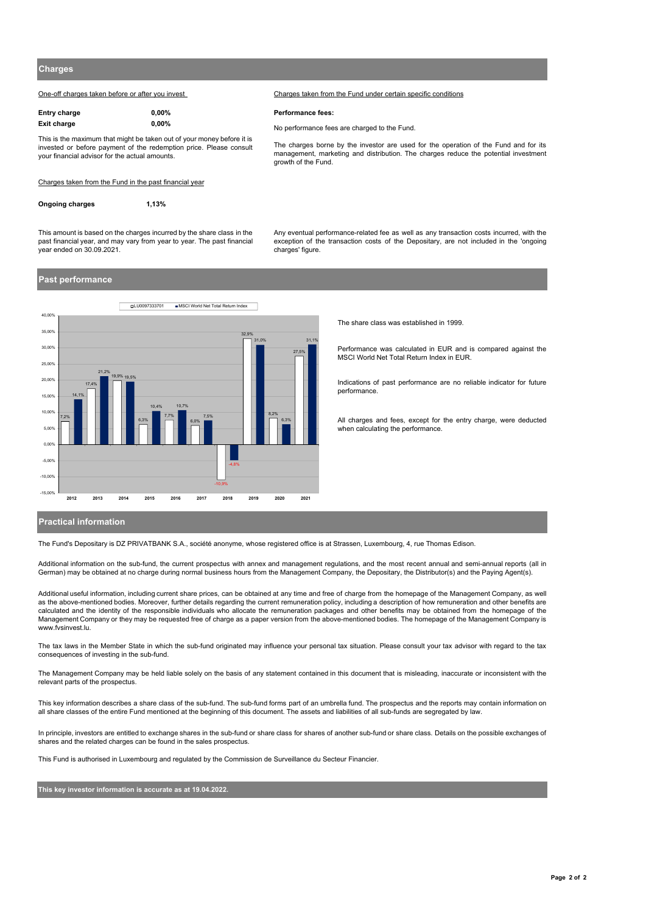## Charges

One-off charges taken before or after you invest

| | |
|---|---|
| **Entry charge** | **0,00%** |
| **Exit charge** | **0,00%** |

This is the maximum that might be taken out of your money before it is invested or before payment of the redemption price. Please consult your financial advisor for the actual amounts.

Charges taken from the Fund in the past financial year

| | |
|---|---|
| **Ongoing charges** | **1,13%** |

This amount is based on the charges incurred by the share class in the past financial year, and may vary from year to year. The past financial year ended on 30.09.2021.

Charges taken from the Fund under certain specific conditions

**Performance fees:**

No performance fees are charged to the Fund.

The charges borne by the investor are used for the operation of the Fund and for its management, marketing and distribution. The charges reduce the potential investment growth of the Fund.

Any eventual performance-related fee as well as any transaction costs incurred, with the exception of the transaction costs of the Depositary, are not included in the 'ongoing charges' figure.

## Past performance

LU0097333701
MSCI World Net Total Return Index

40,00%
35,00%
30,00%
25,00%
20,00%
15,00%
10,00%
5,00%
0,00%
-5,00%
-10,00%
-15,00%

7,2% 14,1% 17,4% 21,2% 19,9% 19,5% 6,3% 10,4% 7,7% 10,7% 6,0% 7,5% -10,9% -4,8% 32,9% 31,0% 8,2% 6,3% 27,5% 31,1%

2012 2013 2014 2015 2016 2017 2018 2019 2020 2021

The share class was established in 1999.

Performance was calculated in EUR and is compared against the MSCI World Net Total Return Index in EUR.

Indications of past performance are no reliable indicator for future performance.

All charges and fees, except for the entry charge, were deducted when calculating the performance.

## Practical information

The Fund's Depositary is DZ PRIVATBANK S.A., société anonyme, whose registered office is at Strassen, Luxembourg, 4, rue Thomas Edison.

Additional information on the sub-fund, the current prospectus with annex and management regulations, and the most recent annual and semi-annual reports (all in German) may be obtained at no charge during normal business hours from the Management Company, the Depositary, the Distributor(s) and the Paying Agent(s).

Additional useful information, including current share prices, can be obtained at any time and free of charge from the homepage of the Management Company, as well as the above-mentioned bodies. Moreover, further details regarding the current remuneration policy, including a description of how remuneration and other benefits are calculated and the identity of the responsible individuals who allocate the remuneration packages and other benefits may be obtained from the homepage of the Management Company or they may be requested free of charge as a paper version from the above-mentioned bodies. The homepage of the Management Company is www.fvsinvest.lu.

The tax laws in the Member State in which the sub-fund originated may influence your personal tax situation. Please consult your tax advisor with regard to the tax consequences of investing in the sub-fund.

The Management Company may be held liable solely on the basis of any statement contained in this document that is misleading, inaccurate or inconsistent with the relevant parts of the prospectus.

This key information describes a share class of the sub-fund. The sub-fund forms part of an umbrella fund. The prospectus and the reports may contain information on all share classes of the entire Fund mentioned at the beginning of this document. The assets and liabilities of all sub-funds are segregated by law.

In principle, investors are entitled to exchange shares in the sub-fund or share class for shares of another sub-fund or share class. Details on the possible exchanges of shares and the related charges can be found in the sales prospectus.

This Fund is authorised in Luxembourg and regulated by the Commission de Surveillance du Secteur Financier.

**This key investor information is accurate as at 19.04.2022.**